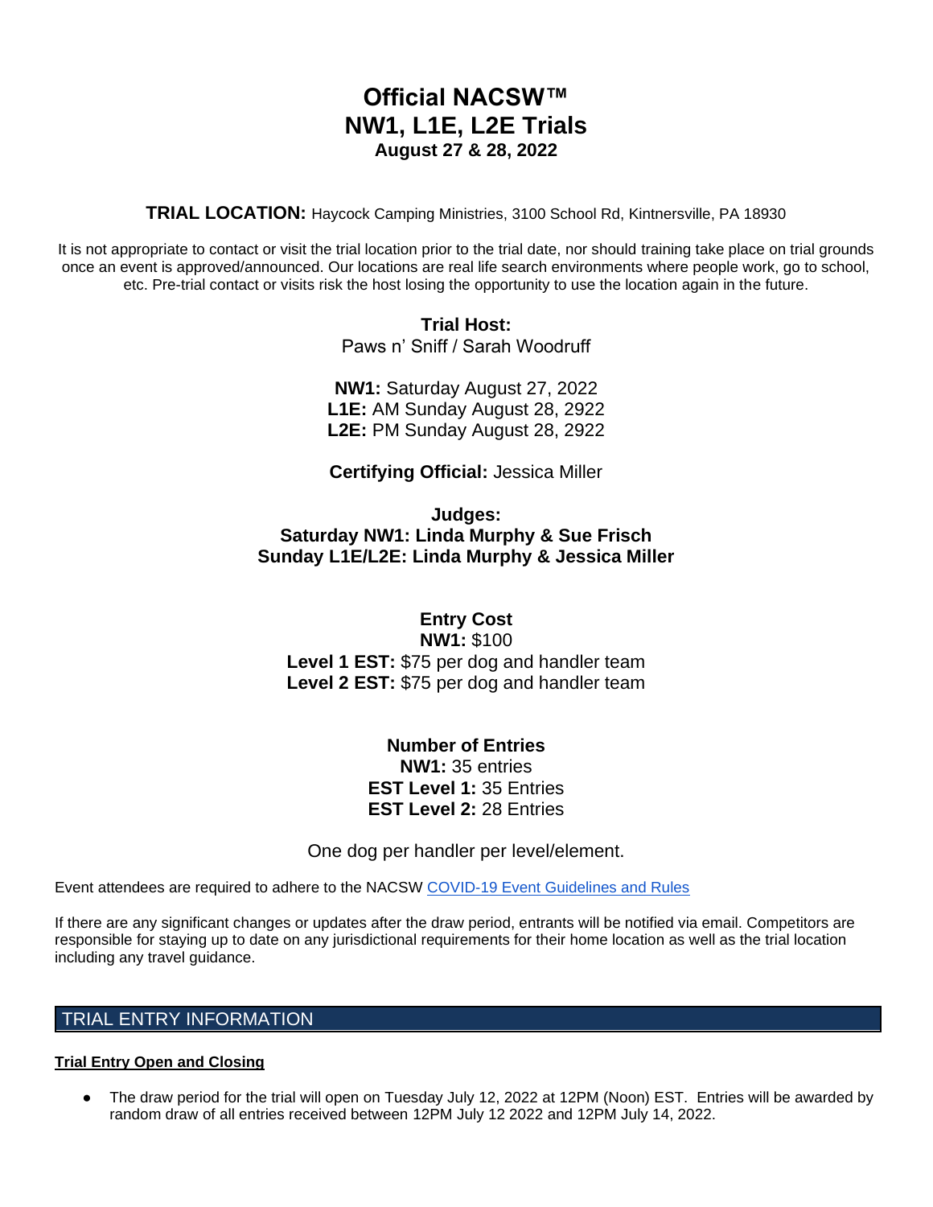# Official NACSW™
# NW1, L1E, L2E Trials
### August 27 & 28, 2022

**TRIAL LOCATION:** Haycock Camping Ministries, 3100 School Rd, Kintnersville, PA 18930

It is not appropriate to contact or visit the trial location prior to the trial date, nor should training take place on trial grounds once an event is approved/announced. Our locations are real life search environments where people work, go to school, etc. Pre-trial contact or visits risk the host losing the opportunity to use the location again in the future.

**Trial Host:**
Paws n' Sniff / Sarah Woodruff

**NW1:** Saturday August 27, 2022
**L1E:** AM Sunday August 28, 2922
**L2E:** PM Sunday August 28, 2922

**Certifying Official:** Jessica Miller

**Judges:**
**Saturday NW1: Linda Murphy & Sue Frisch**
**Sunday L1E/L2E: Linda Murphy & Jessica Miller**

**Entry Cost**
**NW1:** $100
**Level 1 EST:** $75 per dog and handler team
**Level 2 EST:** $75 per dog and handler team

**Number of Entries**
**NW1:** 35 entries
**EST Level 1:** 35 Entries
**EST Level 2:** 28 Entries

One dog per handler per level/element.

Event attendees are required to adhere to the NACSW COVID-19 Event Guidelines and Rules

If there are any significant changes or updates after the draw period, entrants will be notified via email. Competitors are responsible for staying up to date on any jurisdictional requirements for their home location as well as the trial location including any travel guidance.

## TRIAL ENTRY INFORMATION

**Trial Entry Open and Closing**

- The draw period for the trial will open on Tuesday July 12, 2022 at 12PM (Noon) EST. Entries will be awarded by random draw of all entries received between 12PM July 12 2022 and 12PM July 14, 2022.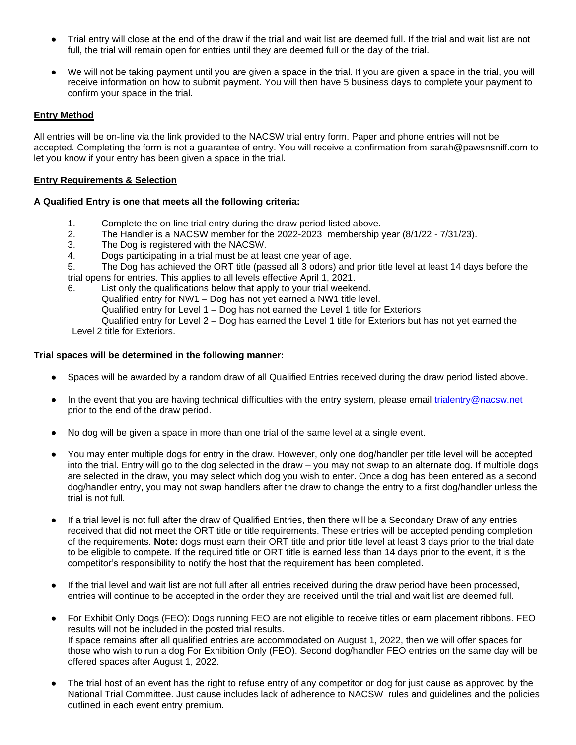- Trial entry will close at the end of the draw if the trial and wait list are deemed full. If the trial and wait list are not full, the trial will remain open for entries until they are deemed full or the day of the trial.

- We will not be taking payment until you are given a space in the trial. If you are given a space in the trial, you will receive information on how to submit payment. You will then have 5 business days to complete your payment to confirm your space in the trial.

## Entry Method

All entries will be on-line via the link provided to the NACSW trial entry form. Paper and phone entries will not be accepted. Completing the form is not a guarantee of entry. You will receive a confirmation from sarah@pawsnsniff.com to let you know if your entry has been given a space in the trial.

## Entry Requirements & Selection

**A Qualified Entry is one that meets all the following criteria:**

1. Complete the on-line trial entry during the draw period listed above.
2. The Handler is a NACSW member for the 2022-2023 membership year (8/1/22 - 7/31/23).
3. The Dog is registered with the NACSW.
4. Dogs participating in a trial must be at least one year of age.
5. The Dog has achieved the ORT title (passed all 3 odors) and prior title level at least 14 days before the trial opens for entries. This applies to all levels effective April 1, 2021.
6. List only the qualifications below that apply to your trial weekend.
   Qualified entry for NW1 – Dog has not yet earned a NW1 title level.
   Qualified entry for Level 1 – Dog has not earned the Level 1 title for Exteriors
   Qualified entry for Level 2 – Dog has earned the Level 1 title for Exteriors but has not yet earned the Level 2 title for Exteriors.

**Trial spaces will be determined in the following manner:**

- Spaces will be awarded by a random draw of all Qualified Entries received during the draw period listed above.

- In the event that you are having technical difficulties with the entry system, please email trialentry@nacsw.net prior to the end of the draw period.

- No dog will be given a space in more than one trial of the same level at a single event.

- You may enter multiple dogs for entry in the draw. However, only one dog/handler per title level will be accepted into the trial. Entry will go to the dog selected in the draw – you may not swap to an alternate dog. If multiple dogs are selected in the draw, you may select which dog you wish to enter. Once a dog has been entered as a second dog/handler entry, you may not swap handlers after the draw to change the entry to a first dog/handler unless the trial is not full.

- If a trial level is not full after the draw of Qualified Entries, then there will be a Secondary Draw of any entries received that did not meet the ORT title or title requirements. These entries will be accepted pending completion of the requirements. **Note:** dogs must earn their ORT title and prior title level at least 3 days prior to the trial date to be eligible to compete. If the required title or ORT title is earned less than 14 days prior to the event, it is the competitor's responsibility to notify the host that the requirement has been completed.

- If the trial level and wait list are not full after all entries received during the draw period have been processed, entries will continue to be accepted in the order they are received until the trial and wait list are deemed full.

- For Exhibit Only Dogs (FEO): Dogs running FEO are not eligible to receive titles or earn placement ribbons. FEO results will not be included in the posted trial results.
  If space remains after all qualified entries are accommodated on August 1, 2022, then we will offer spaces for those who wish to run a dog For Exhibition Only (FEO). Second dog/handler FEO entries on the same day will be offered spaces after August 1, 2022.

- The trial host of an event has the right to refuse entry of any competitor or dog for just cause as approved by the National Trial Committee. Just cause includes lack of adherence to NACSW rules and guidelines and the policies outlined in each event entry premium.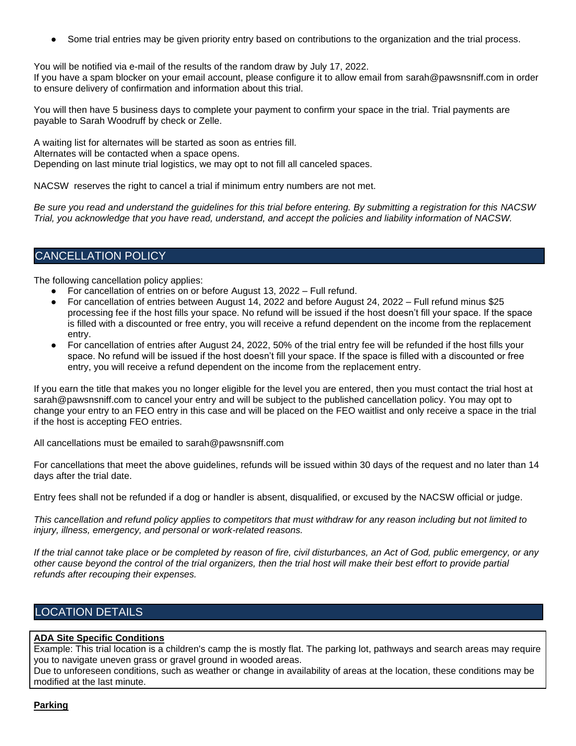- Some trial entries may be given priority entry based on contributions to the organization and the trial process.

You will be notified via e-mail of the results of the random draw by July 17, 2022.
If you have a spam blocker on your email account, please configure it to allow email from sarah@pawsnsniff.com in order to ensure delivery of confirmation and information about this trial.

You will then have 5 business days to complete your payment to confirm your space in the trial. Trial payments are payable to Sarah Woodruff by check or Zelle.

A waiting list for alternates will be started as soon as entries fill.
Alternates will be contacted when a space opens.
Depending on last minute trial logistics, we may opt to not fill all canceled spaces.

NACSW reserves the right to cancel a trial if minimum entry numbers are not met.

*Be sure you read and understand the guidelines for this trial before entering. By submitting a registration for this NACSW Trial, you acknowledge that you have read, understand, and accept the policies and liability information of NACSW.*

## CANCELLATION POLICY

The following cancellation policy applies:

- For cancellation of entries on or before August 13, 2022 – Full refund.
- For cancellation of entries between August 14, 2022 and before August 24, 2022 – Full refund minus $25 processing fee if the host fills your space. No refund will be issued if the host doesn't fill your space. If the space is filled with a discounted or free entry, you will receive a refund dependent on the income from the replacement entry.
- For cancellation of entries after August 24, 2022, 50% of the trial entry fee will be refunded if the host fills your space. No refund will be issued if the host doesn't fill your space. If the space is filled with a discounted or free entry, you will receive a refund dependent on the income from the replacement entry.

If you earn the title that makes you no longer eligible for the level you are entered, then you must contact the trial host at sarah@pawsnsniff.com to cancel your entry and will be subject to the published cancellation policy. You may opt to change your entry to an FEO entry in this case and will be placed on the FEO waitlist and only receive a space in the trial if the host is accepting FEO entries.

All cancellations must be emailed to sarah@pawsnsniff.com

For cancellations that meet the above guidelines, refunds will be issued within 30 days of the request and no later than 14 days after the trial date.

Entry fees shall not be refunded if a dog or handler is absent, disqualified, or excused by the NACSW official or judge.

*This cancellation and refund policy applies to competitors that must withdraw for any reason including but not limited to injury, illness, emergency, and personal or work-related reasons.*

*If the trial cannot take place or be completed by reason of fire, civil disturbances, an Act of God, public emergency, or any other cause beyond the control of the trial organizers, then the trial host will make their best effort to provide partial refunds after recouping their expenses.*

## LOCATION DETAILS

**ADA Site Specific Conditions**

Example: This trial location is a children's camp the is mostly flat. The parking lot, pathways and search areas may require you to navigate uneven grass or gravel ground in wooded areas.
Due to unforeseen conditions, such as weather or change in availability of areas at the location, these conditions may be modified at the last minute.

**Parking**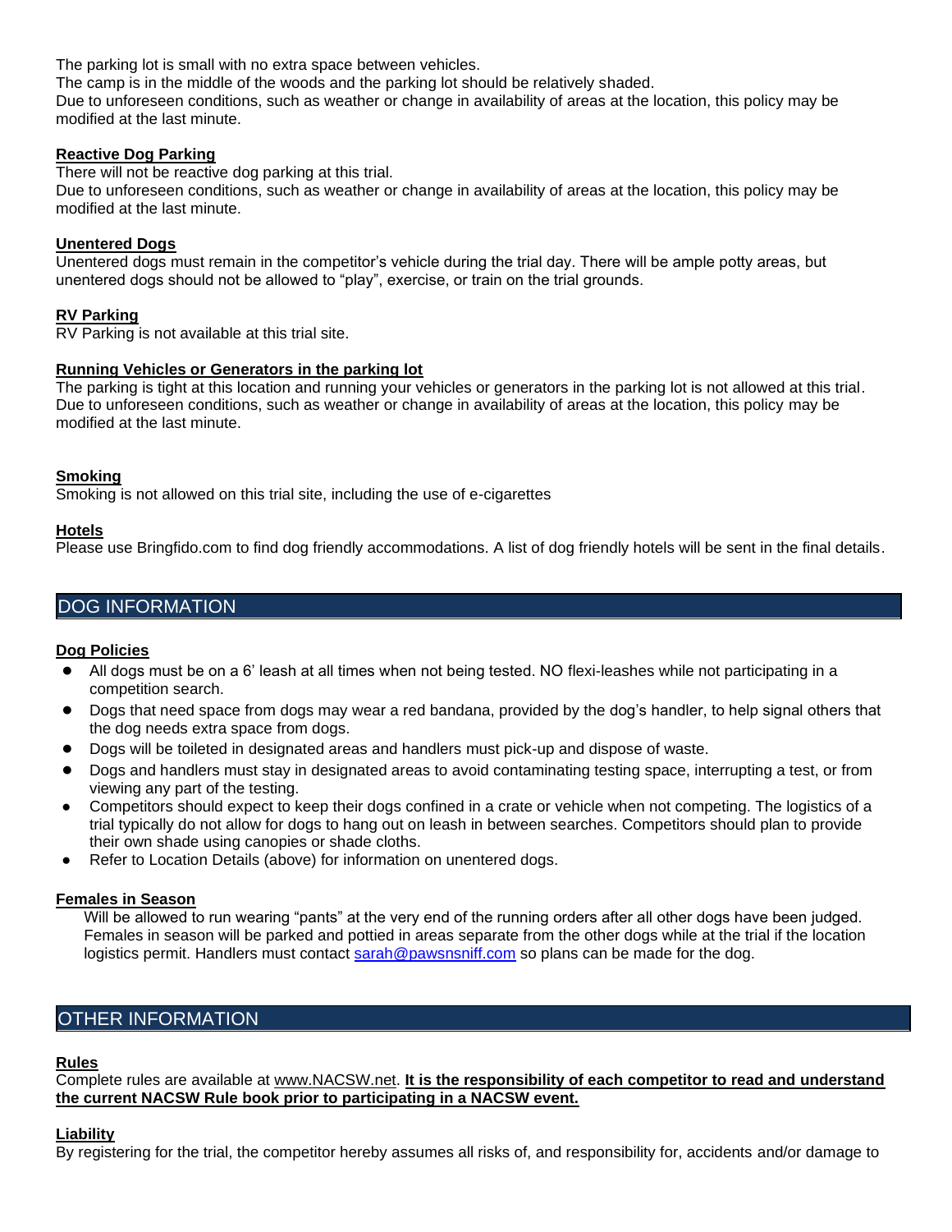The parking lot is small with no extra space between vehicles.
The camp is in the middle of the woods and the parking lot should be relatively shaded.
Due to unforeseen conditions, such as weather or change in availability of areas at the location, this policy may be modified at the last minute.

**Reactive Dog Parking**

There will not be reactive dog parking at this trial.
Due to unforeseen conditions, such as weather or change in availability of areas at the location, this policy may be modified at the last minute.

**Unentered Dogs**

Unentered dogs must remain in the competitor's vehicle during the trial day. There will be ample potty areas, but unentered dogs should not be allowed to "play", exercise, or train on the trial grounds.

**RV Parking**

RV Parking is not available at this trial site.

**Running Vehicles or Generators in the parking lot**

The parking is tight at this location and running your vehicles or generators in the parking lot is not allowed at this trial. Due to unforeseen conditions, such as weather or change in availability of areas at the location, this policy may be modified at the last minute.

**Smoking**

Smoking is not allowed on this trial site, including the use of e-cigarettes

**Hotels**

Please use Bringfido.com to find dog friendly accommodations. A list of dog friendly hotels will be sent in the final details.

## DOG INFORMATION

**Dog Policies**

- All dogs must be on a 6' leash at all times when not being tested. NO flexi-leashes while not participating in a competition search.
- Dogs that need space from dogs may wear a red bandana, provided by the dog's handler, to help signal others that the dog needs extra space from dogs.
- Dogs will be toileted in designated areas and handlers must pick-up and dispose of waste.
- Dogs and handlers must stay in designated areas to avoid contaminating testing space, interrupting a test, or from viewing any part of the testing.
- Competitors should expect to keep their dogs confined in a crate or vehicle when not competing. The logistics of a trial typically do not allow for dogs to hang out on leash in between searches. Competitors should plan to provide their own shade using canopies or shade cloths.
- Refer to Location Details (above) for information on unentered dogs.

**Females in Season**

Will be allowed to run wearing "pants" at the very end of the running orders after all other dogs have been judged. Females in season will be parked and pottied in areas separate from the other dogs while at the trial if the location logistics permit. Handlers must contact sarah@pawsnsniff.com so plans can be made for the dog.

## OTHER INFORMATION

**Rules**

Complete rules are available at www.NACSW.net. **It is the responsibility of each competitor to read and understand the current NACSW Rule book prior to participating in a NACSW event.**

**Liability**

By registering for the trial, the competitor hereby assumes all risks of, and responsibility for, accidents and/or damage to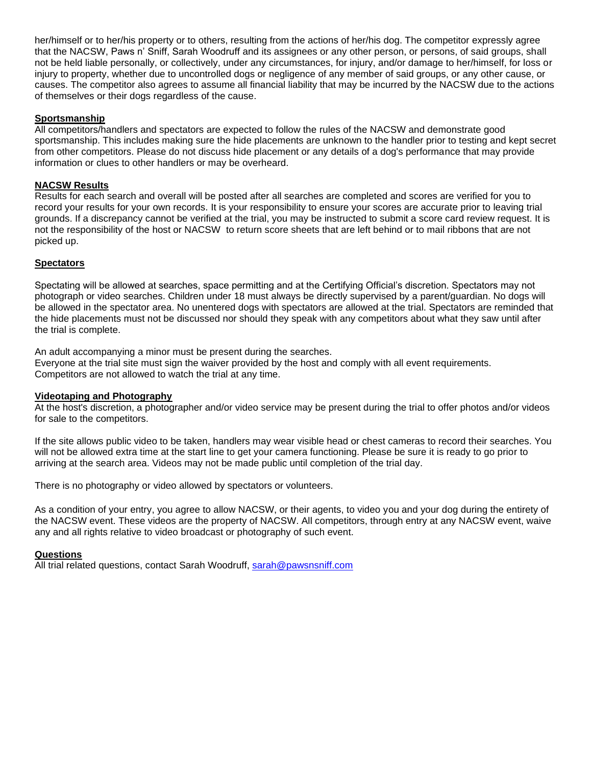her/himself or to her/his property or to others, resulting from the actions of her/his dog. The competitor expressly agree that the NACSW, Paws n' Sniff, Sarah Woodruff and its assignees or any other person, or persons, of said groups, shall not be held liable personally, or collectively, under any circumstances, for injury, and/or damage to her/himself, for loss or injury to property, whether due to uncontrolled dogs or negligence of any member of said groups, or any other cause, or causes. The competitor also agrees to assume all financial liability that may be incurred by the NACSW due to the actions of themselves or their dogs regardless of the cause.

**Sportsmanship**

All competitors/handlers and spectators are expected to follow the rules of the NACSW and demonstrate good sportsmanship. This includes making sure the hide placements are unknown to the handler prior to testing and kept secret from other competitors. Please do not discuss hide placement or any details of a dog's performance that may provide information or clues to other handlers or may be overheard.

**NACSW Results**

Results for each search and overall will be posted after all searches are completed and scores are verified for you to record your results for your own records. It is your responsibility to ensure your scores are accurate prior to leaving trial grounds. If a discrepancy cannot be verified at the trial, you may be instructed to submit a score card review request. It is not the responsibility of the host or NACSW to return score sheets that are left behind or to mail ribbons that are not picked up.

**Spectators**

Spectating will be allowed at searches, space permitting and at the Certifying Official's discretion. Spectators may not photograph or video searches. Children under 18 must always be directly supervised by a parent/guardian. No dogs will be allowed in the spectator area. No unentered dogs with spectators are allowed at the trial. Spectators are reminded that the hide placements must not be discussed nor should they speak with any competitors about what they saw until after the trial is complete.

An adult accompanying a minor must be present during the searches.
Everyone at the trial site must sign the waiver provided by the host and comply with all event requirements.
Competitors are not allowed to watch the trial at any time.

**Videotaping and Photography**

At the host's discretion, a photographer and/or video service may be present during the trial to offer photos and/or videos for sale to the competitors.

If the site allows public video to be taken, handlers may wear visible head or chest cameras to record their searches. You will not be allowed extra time at the start line to get your camera functioning. Please be sure it is ready to go prior to arriving at the search area. Videos may not be made public until completion of the trial day.

There is no photography or video allowed by spectators or volunteers.

As a condition of your entry, you agree to allow NACSW, or their agents, to video you and your dog during the entirety of the NACSW event. These videos are the property of NACSW. All competitors, through entry at any NACSW event, waive any and all rights relative to video broadcast or photography of such event.

**Questions**

All trial related questions, contact Sarah Woodruff, sarah@pawsnsniff.com